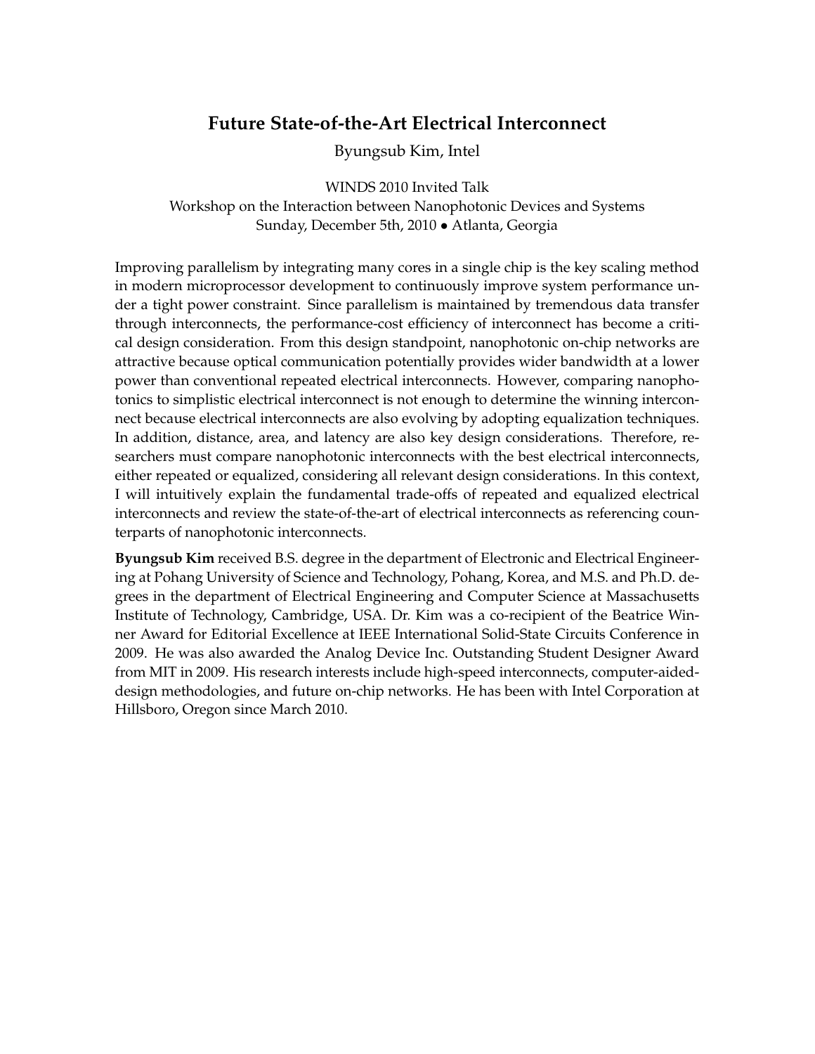## Future State-of-the-Art Electrical Interconnect

Byungsub Kim, Intel

WINDS 2010 Invited Talk
Workshop on the Interaction between Nanophotonic Devices and Systems
Sunday, December 5th, 2010 • Atlanta, Georgia

Improving parallelism by integrating many cores in a single chip is the key scaling method in modern microprocessor development to continuously improve system performance under a tight power constraint. Since parallelism is maintained by tremendous data transfer through interconnects, the performance-cost efficiency of interconnect has become a critical design consideration. From this design standpoint, nanophotonic on-chip networks are attractive because optical communication potentially provides wider bandwidth at a lower power than conventional repeated electrical interconnects. However, comparing nanophotonics to simplistic electrical interconnect is not enough to determine the winning interconnect because electrical interconnects are also evolving by adopting equalization techniques. In addition, distance, area, and latency are also key design considerations. Therefore, researchers must compare nanophotonic interconnects with the best electrical interconnects, either repeated or equalized, considering all relevant design considerations. In this context, I will intuitively explain the fundamental trade-offs of repeated and equalized electrical interconnects and review the state-of-the-art of electrical interconnects as referencing counterparts of nanophotonic interconnects.

**Byungsub Kim** received B.S. degree in the department of Electronic and Electrical Engineering at Pohang University of Science and Technology, Pohang, Korea, and M.S. and Ph.D. degrees in the department of Electrical Engineering and Computer Science at Massachusetts Institute of Technology, Cambridge, USA. Dr. Kim was a co-recipient of the Beatrice Winner Award for Editorial Excellence at IEEE International Solid-State Circuits Conference in 2009. He was also awarded the Analog Device Inc. Outstanding Student Designer Award from MIT in 2009. His research interests include high-speed interconnects, computer-aided-design methodologies, and future on-chip networks. He has been with Intel Corporation at Hillsboro, Oregon since March 2010.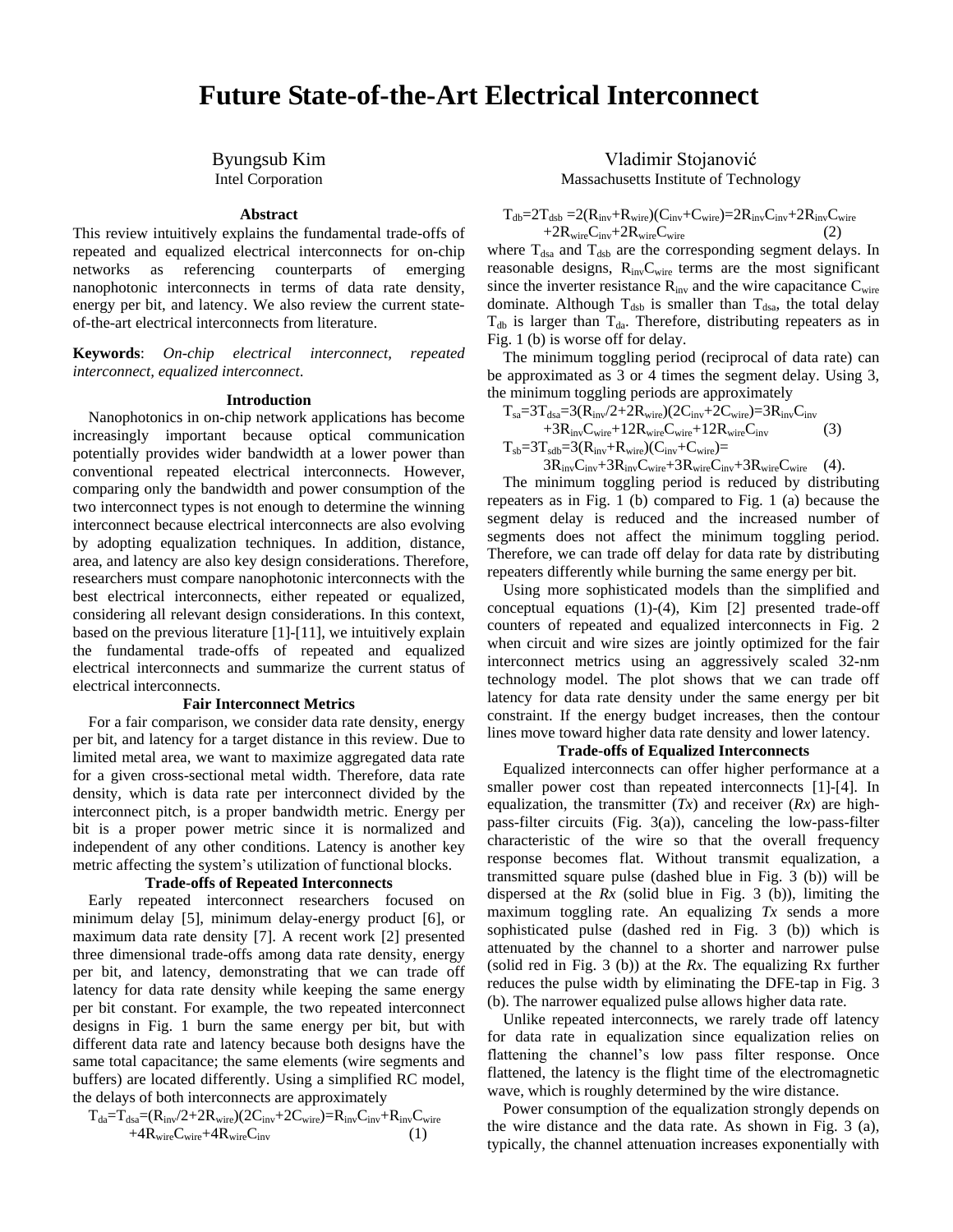# Future State-of-the-Art Electrical Interconnect

Byungsub Kim
Intel Corporation

Vladimir Stojanović
Massachusetts Institute of Technology

### Abstract

This review intuitively explains the fundamental trade-offs of repeated and equalized electrical interconnects for on-chip networks as referencing counterparts of emerging nanophotonic interconnects in terms of data rate density, energy per bit, and latency. We also review the current state-of-the-art electrical interconnects from literature.

**Keywords**: *On-chip electrical interconnect, repeated interconnect, equalized interconnect*.

### Introduction

Nanophotonics in on-chip network applications has become increasingly important because optical communication potentially provides wider bandwidth at a lower power than conventional repeated electrical interconnects. However, comparing only the bandwidth and power consumption of the two interconnect types is not enough to determine the winning interconnect because electrical interconnects are also evolving by adopting equalization techniques. In addition, distance, area, and latency are also key design considerations. Therefore, researchers must compare nanophotonic interconnects with the best electrical interconnects, either repeated or equalized, considering all relevant design considerations. In this context, based on the previous literature [1]-[11], we intuitively explain the fundamental trade-offs of repeated and equalized electrical interconnects and summarize the current status of electrical interconnects.

### Fair Interconnect Metrics

For a fair comparison, we consider data rate density, energy per bit, and latency for a target distance in this review. Due to limited metal area, we want to maximize aggregated data rate for a given cross-sectional metal width. Therefore, data rate density, which is data rate per interconnect divided by the interconnect pitch, is a proper bandwidth metric. Energy per bit is a proper power metric since it is normalized and independent of any other conditions. Latency is another key metric affecting the system's utilization of functional blocks.

### Trade-offs of Repeated Interconnects

Early repeated interconnect researchers focused on minimum delay [5], minimum delay-energy product [6], or maximum data rate density [7]. A recent work [2] presented three dimensional trade-offs among data rate density, energy per bit, and latency, demonstrating that we can trade off latency for data rate density while keeping the same energy per bit constant. For example, the two repeated interconnect designs in Fig. 1 burn the same energy per bit, but with different data rate and latency because both designs have the same total capacitance; the same elements (wire segments and buffers) are located differently. Using a simplified RC model, the delays of both interconnects are approximately

$$T_{da}=T_{dsa}=(R_{inv}/2+2R_{wire})(2C_{inv}+2C_{wire})=R_{inv}C_{inv}+R_{inv}C_{wire}+4R_{wire}C_{wire}+4R_{wire}C_{inv} \quad (1)$$

$$T_{db}=2T_{dsb}=2(R_{inv}+R_{wire})(C_{inv}+C_{wire})=2R_{inv}C_{inv}+2R_{inv}C_{wire}+2R_{wire}C_{inv}+2R_{wire}C_{wire} \quad (2)$$

where $T_{dsa}$ and $T_{dsb}$ are the corresponding segment delays. In reasonable designs, $R_{inv}C_{wire}$ terms are the most significant since the inverter resistance $R_{inv}$ and the wire capacitance $C_{wire}$ dominate. Although $T_{dsb}$ is smaller than $T_{dsa}$, the total delay $T_{db}$ is larger than $T_{da}$. Therefore, distributing repeaters as in Fig. 1 (b) is worse off for delay.

The minimum toggling period (reciprocal of data rate) can be approximated as 3 or 4 times the segment delay. Using 3, the minimum toggling periods are approximately

$$T_{sa}=3T_{dsa}=3(R_{inv}/2+2R_{wire})(2C_{inv}+2C_{wire})=3R_{inv}C_{inv}+3R_{inv}C_{wire}+12R_{wire}C_{wire}+12R_{wire}C_{inv} \quad (3)$$

$$T_{sb}=3T_{sdb}=3(R_{inv}+R_{wire})(C_{inv}+C_{wire})=3R_{inv}C_{inv}+3R_{inv}C_{wire}+3R_{wire}C_{inv}+3R_{wire}C_{wire} \quad (4).$$

The minimum toggling period is reduced by distributing repeaters as in Fig. 1 (b) compared to Fig. 1 (a) because the segment delay is reduced and the increased number of segments does not affect the minimum toggling period. Therefore, we can trade off delay for data rate by distributing repeaters differently while burning the same energy per bit.

Using more sophisticated models than the simplified and conceptual equations (1)-(4), Kim [2] presented trade-off counters of repeated and equalized interconnects in Fig. 2 when circuit and wire sizes are jointly optimized for the fair interconnect metrics using an aggressively scaled 32-nm technology model. The plot shows that we can trade off latency for data rate density under the same energy per bit constraint. If the energy budget increases, then the contour lines move toward higher data rate density and lower latency.

### Trade-offs of Equalized Interconnects

Equalized interconnects can offer higher performance at a smaller power cost than repeated interconnects [1]-[4]. In equalization, the transmitter (*Tx*) and receiver (*Rx*) are high-pass-filter circuits (Fig. 3(a)), canceling the low-pass-filter characteristic of the wire so that the overall frequency response becomes flat. Without transmit equalization, a transmitted square pulse (dashed blue in Fig. 3 (b)) will be dispersed at the *Rx* (solid blue in Fig. 3 (b)), limiting the maximum toggling rate. An equalizing *Tx* sends a more sophisticated pulse (dashed red in Fig. 3 (b)) which is attenuated by the channel to a shorter and narrower pulse (solid red in Fig. 3 (b)) at the *Rx*. The equalizing Rx further reduces the pulse width by eliminating the DFE-tap in Fig. 3 (b). The narrower equalized pulse allows higher data rate.

Unlike repeated interconnects, we rarely trade off latency for data rate in equalization since equalization relies on flattening the channel's low pass filter response. Once flattened, the latency is the flight time of the electromagnetic wave, which is roughly determined by the wire distance.

Power consumption of the equalization strongly depends on the wire distance and the data rate. As shown in Fig. 3 (a), typically, the channel attenuation increases exponentially with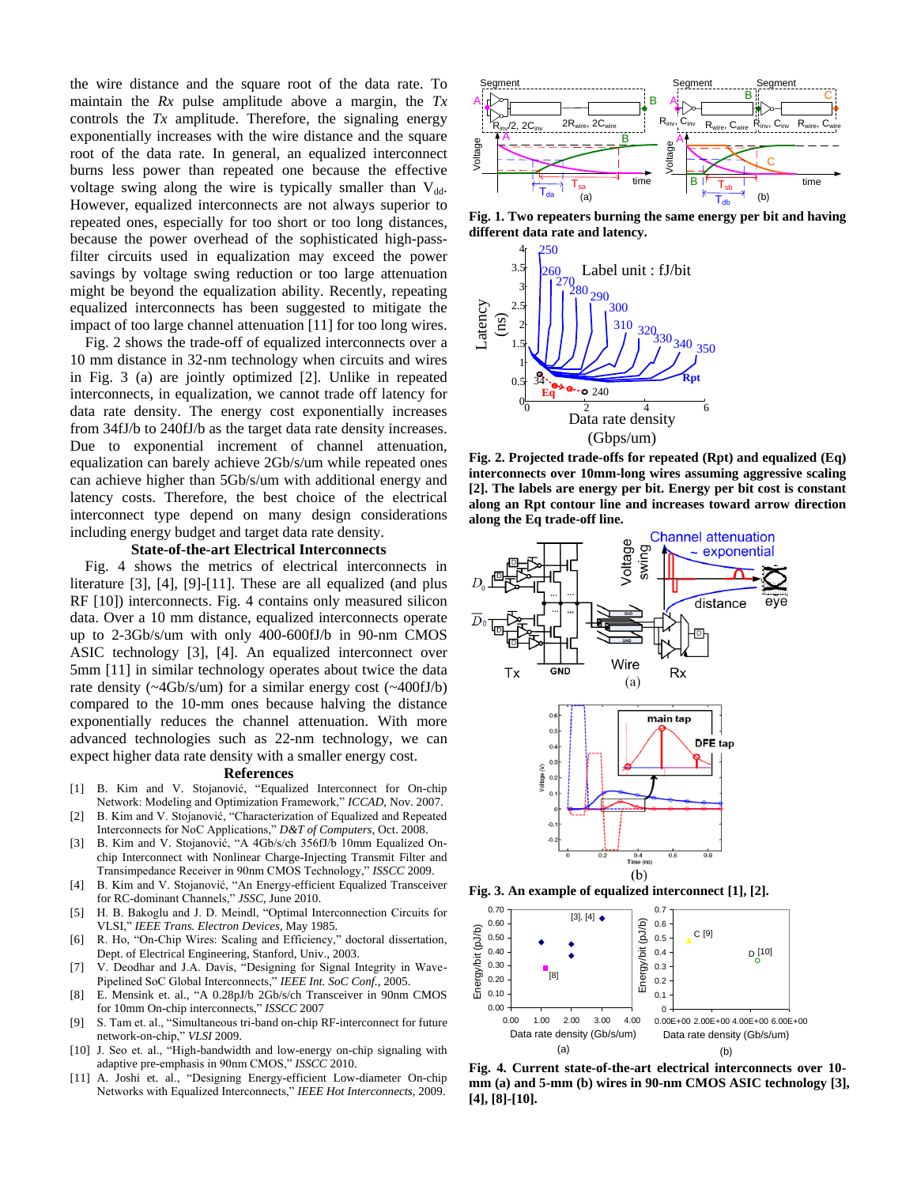the wire distance and the square root of the data rate. To maintain the *Rx* pulse amplitude above a margin, the *Tx* controls the *Tx* amplitude. Therefore, the signaling energy exponentially increases with the wire distance and the square root of the data rate. In general, an equalized interconnect burns less power than repeated one because the effective voltage swing along the wire is typically smaller than $V_{dd}$. However, equalized interconnects are not always superior to repeated ones, especially for too short or too long distances, because the power overhead of the sophisticated high-pass-filter circuits used in equalization may exceed the power savings by voltage swing reduction or too large attenuation might be beyond the equalization ability. Recently, repeating equalized interconnects has been suggested to mitigate the impact of too large channel attenuation [11] for too long wires.

Fig. 2 shows the trade-off of equalized interconnects over a 10 mm distance in 32-nm technology when circuits and wires in Fig. 3 (a) are jointly optimized [2]. Unlike in repeated interconnects, in equalization, we cannot trade off latency for data rate density. The energy cost exponentially increases from 34fJ/b to 240fJ/b as the target data rate density increases. Due to exponential increment of channel attenuation, equalization can barely achieve 2Gb/s/um while repeated ones can achieve higher than 5Gb/s/um with additional energy and latency costs. Therefore, the best choice of the electrical interconnect type depend on many design considerations including energy budget and target data rate density.

## State-of-the-art Electrical Interconnects

Fig. 4 shows the metrics of electrical interconnects in literature [3], [4], [9]-[11]. These are all equalized (and plus RF [10]) interconnects. Fig. 4 contains only measured silicon data. Over a 10 mm distance, equalized interconnects operate up to 2-3Gb/s/um with only 400-600fJ/b in 90-nm CMOS ASIC technology [3], [4]. An equalized interconnect over 5mm [11] in similar technology operates about twice the data rate density (~4Gb/s/um) for a similar energy cost (~400fJ/b) compared to the 10-mm ones because halving the distance exponentially reduces the channel attenuation. With more advanced technologies such as 22-nm technology, we can expect higher data rate density with a smaller energy cost.

## References

[1] B. Kim and V. Stojanović, "Equalized Interconnect for On-chip Network: Modeling and Optimization Framework," *ICCAD*, Nov. 2007.

[2] B. Kim and V. Stojanović, "Characterization of Equalized and Repeated Interconnects for NoC Applications," *D&T of Computers*, Oct. 2008.

[3] B. Kim and V. Stojanović, "A 4Gb/s/ch 356fJ/b 10mm Equalized On-chip Interconnect with Nonlinear Charge-Injecting Transmit Filter and Transimpedance Receiver in 90nm CMOS Technology," *ISSCC* 2009.

[4] B. Kim and V. Stojanović, "An Energy-efficient Equalized Transceiver for RC-dominant Channels," *JSSC*, June 2010.

[5] H. B. Bakoglu and J. D. Meindl, "Optimal Interconnection Circuits for VLSI," *IEEE Trans. Electron Devices*, May 1985.

[6] R. Ho, "On-Chip Wires: Scaling and Efficiency," doctoral dissertation, Dept. of Electrical Engineering, Stanford, Univ., 2003.

[7] V. Deodhar and J.A. Davis, "Designing for Signal Integrity in Wave-Pipelined SoC Global Interconnects," *IEEE Int. SoC Conf.*, 2005.

[8] E. Mensink et. al., "A 0.28pJ/b 2Gb/s/ch Transceiver in 90nm CMOS for 10mm On-chip interconnects," *ISSCC* 2007

[9] S. Tam et. al., "Simultaneous tri-band on-chip RF-interconnect for future network-on-chip," *VLSI* 2009.

[10] J. Seo et. al., "High-bandwidth and low-energy on-chip signaling with adaptive pre-emphasis in 90nm CMOS," *ISSCC* 2010.

[11] A. Joshi et. al., "Designing Energy-efficient Low-diameter On-chip Networks with Equalized Interconnects," *IEEE Hot Interconnects*, 2009.

**Fig. 1. Two repeaters burning the same energy per bit and having different data rate and latency.**

**Fig. 2. Projected trade-offs for repeated (Rpt) and equalized (Eq) interconnects over 10mm-long wires assuming aggressive scaling [2]. The labels are energy per bit. Energy per bit cost is constant along an Rpt contour line and increases toward arrow direction along the Eq trade-off line.**

**Fig. 3. An example of equalized interconnect [1], [2].**

**Fig. 4. Current state-of-the-art electrical interconnects over 10-mm (a) and 5-mm (b) wires in 90-nm CMOS ASIC technology [3], [4], [8]-[10].**